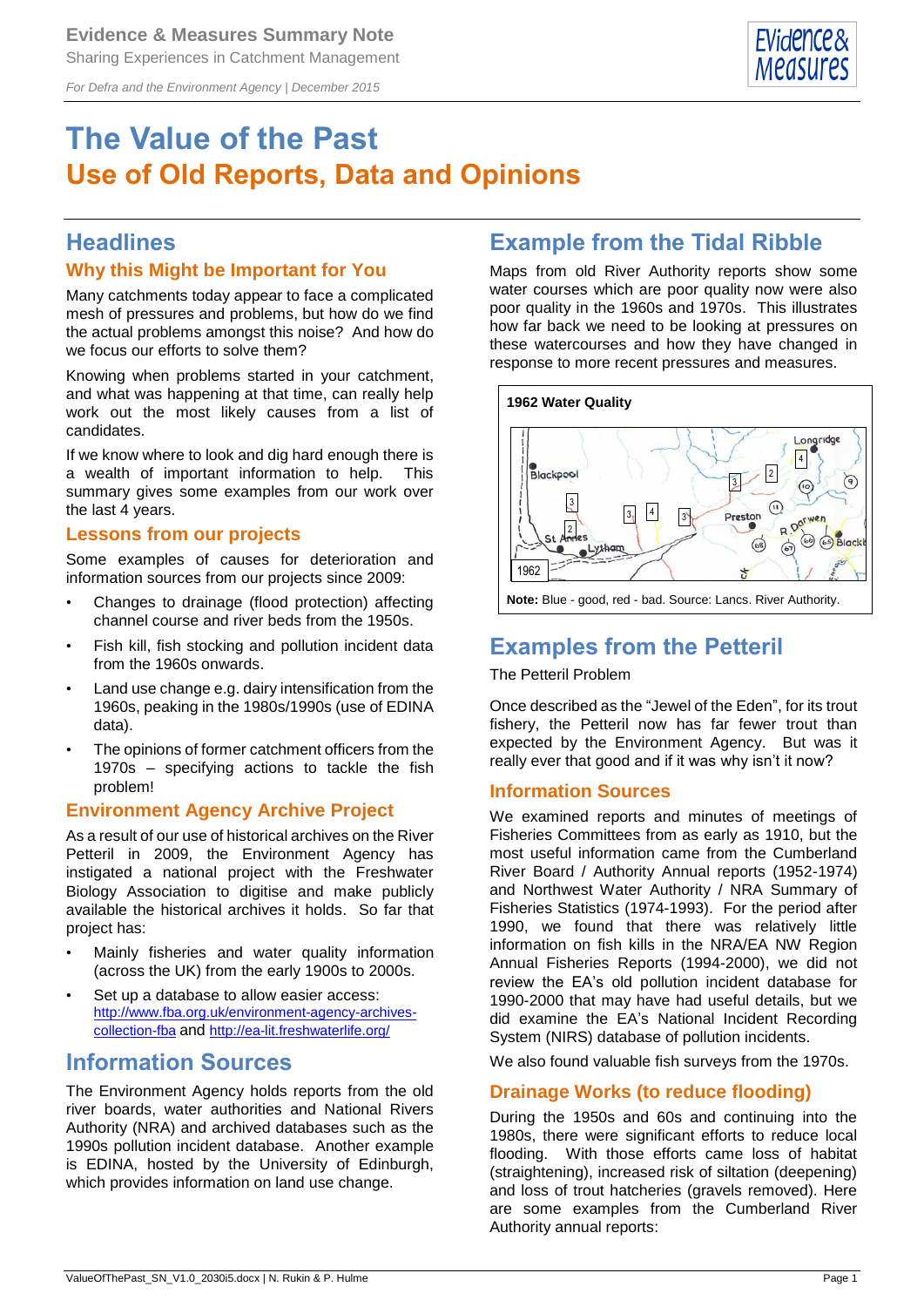Evidence & Measures Summary Note

Sharing Experiences in Catchment Management

*For Defra and the Environment Agency | December 2015*

# The Value of the Past
# Use of Old Reports, Data and Opinions

## Headlines

### Why this Might be Important for You

Many catchments today appear to face a complicated mesh of pressures and problems, but how do we find the actual problems amongst this noise? And how do we focus our efforts to solve them?

Knowing when problems started in your catchment, and what was happening at that time, can really help work out the most likely causes from a list of candidates.

If we know where to look and dig hard enough there is a wealth of important information to help. This summary gives some examples from our work over the last 4 years.

### Lessons from our projects

Some examples of causes for deterioration and information sources from our projects since 2009:

- Changes to drainage (flood protection) affecting channel course and river beds from the 1950s.
- Fish kill, fish stocking and pollution incident data from the 1960s onwards.
- Land use change e.g. dairy intensification from the 1960s, peaking in the 1980s/1990s (use of EDINA data).
- The opinions of former catchment officers from the 1970s – specifying actions to tackle the fish problem!

### Environment Agency Archive Project

As a result of our use of historical archives on the River Petteril in 2009, the Environment Agency has instigated a national project with the Freshwater Biology Association to digitise and make publicly available the historical archives it holds. So far that project has:

- Mainly fisheries and water quality information (across the UK) from the early 1900s to 2000s.
- Set up a database to allow easier access: http://www.fba.org.uk/environment-agency-archives-collection-fba and http://ea-lit.freshwaterlife.org/

## Information Sources

The Environment Agency holds reports from the old river boards, water authorities and National Rivers Authority (NRA) and archived databases such as the 1990s pollution incident database. Another example is EDINA, hosted by the University of Edinburgh, which provides information on land use change.

## Example from the Tidal Ribble

Maps from old River Authority reports show some water courses which are poor quality now were also poor quality in the 1960s and 1970s. This illustrates how far back we need to be looking at pressures on these watercourses and how they have changed in response to more recent pressures and measures.

**1962 Water Quality**

**Note:** Blue - good, red - bad. Source: Lancs. River Authority.

## Examples from the Petteril

The Petteril Problem

Once described as the "Jewel of the Eden", for its trout fishery, the Petteril now has far fewer trout than expected by the Environment Agency. But was it really ever that good and if it was why isn't it now?

### Information Sources

We examined reports and minutes of meetings of Fisheries Committees from as early as 1910, but the most useful information came from the Cumberland River Board / Authority Annual reports (1952-1974) and Northwest Water Authority / NRA Summary of Fisheries Statistics (1974-1993). For the period after 1990, we found that there was relatively little information on fish kills in the NRA/EA NW Region Annual Fisheries Reports (1994-2000), we did not review the EA's old pollution incident database for 1990-2000 that may have had useful details, but we did examine the EA's National Incident Recording System (NIRS) database of pollution incidents.

We also found valuable fish surveys from the 1970s.

### Drainage Works (to reduce flooding)

During the 1950s and 60s and continuing into the 1980s, there were significant efforts to reduce local flooding. With those efforts came loss of habitat (straightening), increased risk of siltation (deepening) and loss of trout hatcheries (gravels removed). Here are some examples from the Cumberland River Authority annual reports: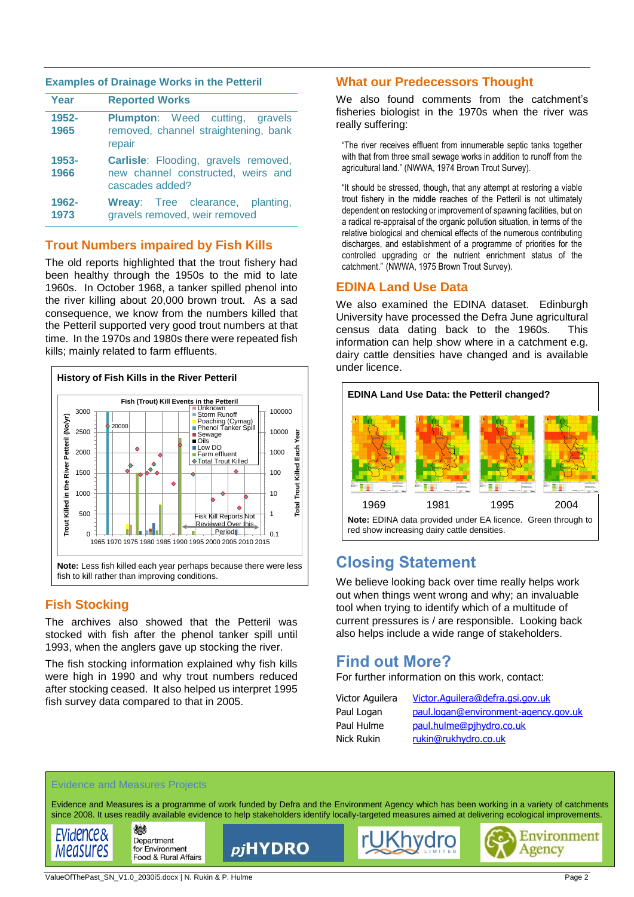### Examples of Drainage Works in the Petteril

| Year | Reported Works |
|---|---|
| 1952-1965 | **Plumpton**: Weed cutting, gravels removed, channel straightening, bank repair |
| 1953-1966 | **Carlisle**: Flooding, gravels removed, new channel constructed, weirs and cascades added? |
| 1962-1973 | **Wreay**: Tree clearance, planting, gravels removed, weir removed |

## Trout Numbers impaired by Fish Kills

The old reports highlighted that the trout fishery had been healthy through the 1950s to the mid to late 1960s. In October 1968, a tanker spilled phenol into the river killing about 20,000 brown trout. As a sad consequence, we know from the numbers killed that the Petteril supported very good trout numbers at that time. In the 1970s and 1980s there were repeated fish kills; mainly related to farm effluents.

### History of Fish Kills in the River Petteril

Fish (Trout) Kill Events in the Petteril

Trout Killed in the River Petteril (No/yr)

Total Trout Killed Each Year

0
500
1000
1500
2000
2500
3000

0.1
1
10
100
1000
10000
100000

1965 1970 1975 1980 1985 1990 1995 2000 2005 2010 2015

20000

Unknown
Storm Runoff
Poaching (Cymag)
Phenol Tanker Spill
Sewage
Oils
Low DO
Farm effluent
Total Trout Killed

Fisk Kill Reports Not Reviewed Over this Period

**Note:** Less fish killed each year perhaps because there were less fish to kill rather than improving conditions.

## Fish Stocking

The archives also showed that the Petteril was stocked with fish after the phenol tanker spill until 1993, when the anglers gave up stocking the river.

The fish stocking information explained why fish kills were high in 1990 and why trout numbers reduced after stocking ceased. It also helped us interpret 1995 fish survey data compared to that in 2005.

## What our Predecessors Thought

We also found comments from the catchment's fisheries biologist in the 1970s when the river was really suffering:

"The river receives effluent from innumerable septic tanks together with that from three small sewage works in addition to runoff from the agricultural land." (NWWA, 1974 Brown Trout Survey).

"It should be stressed, though, that any attempt at restoring a viable trout fishery in the middle reaches of the Petteril is not ultimately dependent on restocking or improvement of spawning facilities, but on a radical re-appraisal of the organic pollution situation, in terms of the relative biological and chemical effects of the numerous contributing discharges, and establishment of a programme of priorities for the controlled upgrading or the nutrient enrichment status of the catchment." (NWWA, 1975 Brown Trout Survey).

## EDINA Land Use Data

We also examined the EDINA dataset. Edinburgh University have processed the Defra June agricultural census data dating back to the 1960s. This information can help show where in a catchment e.g. dairy cattle densities have changed and is available under licence.

### EDINA Land Use Data: the Petteril changed?

1969 1981 1995 2004

**Note:** EDINA data provided under EA licence. Green through to red show increasing dairy cattle densities.

## Closing Statement

We believe looking back over time really helps work out when things went wrong and why; an invaluable tool when trying to identify which of a multitude of current pressures is / are responsible. Looking back also helps include a wide range of stakeholders.

## Find out More?

For further information on this work, contact:

| | |
|---|---|
| Victor Aguilera | Victor.Aguilera@defra.gsi.gov.uk |
| Paul Logan | paul.logan@environment-agency.gov.uk |
| Paul Hulme | paul.hulme@pjhydro.co.uk |
| Nick Rukin | rukin@rukhydro.co.uk |

### Evidence and Measures Projects

Evidence and Measures is a programme of work funded by Defra and the Environment Agency which has been working in a variety of catchments since 2008. It uses readily available evidence to help stakeholders identify locally-targeted measures aimed at delivering ecological improvements.

Evidence & Measures | Department for Environment Food & Rural Affairs | pjHYDRO | rUKhydro LIMITED | Environment Agency